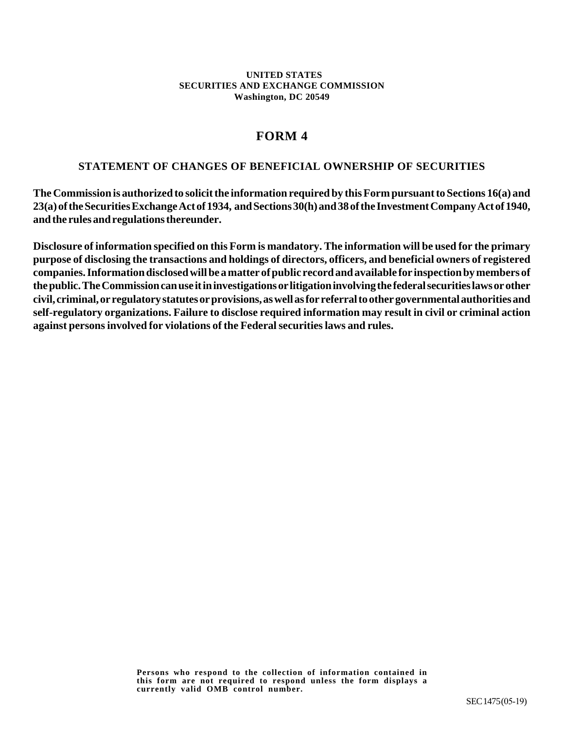**UNITED STATES**
**SECURITIES AND EXCHANGE COMMISSION**
**Washington, DC 20549**

# FORM 4

## STATEMENT OF CHANGES OF BENEFICIAL OWNERSHIP OF SECURITIES

**The Commission is authorized to solicit the information required by this Form pursuant to Sections 16(a) and 23(a) of the Securities Exchange Act of 1934, and Sections 30(h) and 38 of the Investment Company Act of 1940, and the rules and regulations thereunder.**

**Disclosure of information specified on this Form is mandatory. The information will be used for the primary purpose of disclosing the transactions and holdings of directors, officers, and beneficial owners of registered companies. Information disclosed will be a matter of public record and available for inspection by members of the public. The Commission can use it in investigations or litigation involving the federal securities laws or other civil, criminal, or regulatory statutes or provisions, as well as for referral to other governmental authorities and self-regulatory organizations. Failure to disclose required information may result in civil or criminal action against persons involved for violations of the Federal securities laws and rules.**

**Persons who respond to the collection of information contained in this form are not required to respond unless the form displays a currently valid OMB control number.**

SEC 1475 (05-19)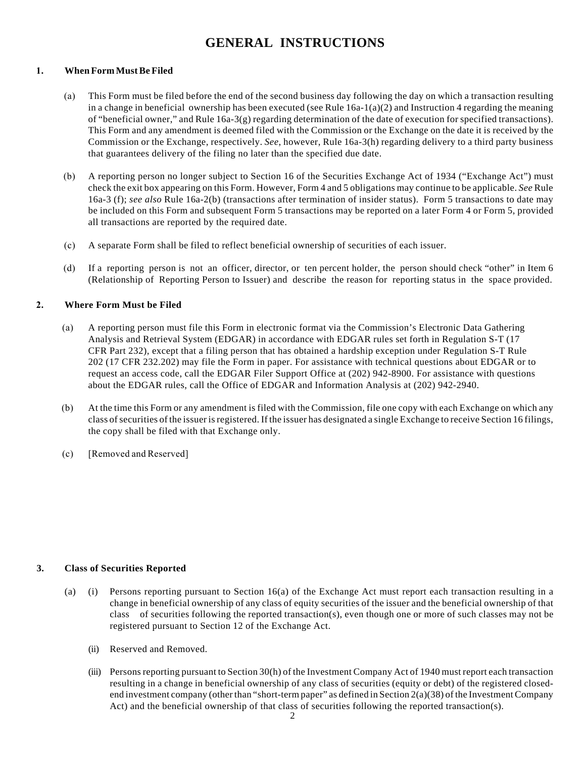# GENERAL INSTRUCTIONS

**1. When Form Must Be Filed**

(a) This Form must be filed before the end of the second business day following the day on which a transaction resulting in a change in beneficial ownership has been executed (see Rule 16a-1(a)(2) and Instruction 4 regarding the meaning of "beneficial owner," and Rule 16a-3(g) regarding determination of the date of execution for specified transactions). This Form and any amendment is deemed filed with the Commission or the Exchange on the date it is received by the Commission or the Exchange, respectively. *See*, however, Rule 16a-3(h) regarding delivery to a third party business that guarantees delivery of the filing no later than the specified due date.

(b) A reporting person no longer subject to Section 16 of the Securities Exchange Act of 1934 ("Exchange Act") must check the exit box appearing on this Form. However, Form 4 and 5 obligations may continue to be applicable. *See* Rule 16a-3 (f); *see also* Rule 16a-2(b) (transactions after termination of insider status). Form 5 transactions to date may be included on this Form and subsequent Form 5 transactions may be reported on a later Form 4 or Form 5, provided all transactions are reported by the required date.

(c) A separate Form shall be filed to reflect beneficial ownership of securities of each issuer.

(d) If a reporting person is not an officer, director, or ten percent holder, the person should check "other" in Item 6 (Relationship of Reporting Person to Issuer) and describe the reason for reporting status in the space provided.

**2. Where Form Must be Filed**

(a) A reporting person must file this Form in electronic format via the Commission's Electronic Data Gathering Analysis and Retrieval System (EDGAR) in accordance with EDGAR rules set forth in Regulation S-T (17 CFR Part 232), except that a filing person that has obtained a hardship exception under Regulation S-T Rule 202 (17 CFR 232.202) may file the Form in paper. For assistance with technical questions about EDGAR or to request an access code, call the EDGAR Filer Support Office at (202) 942-8900. For assistance with questions about the EDGAR rules, call the Office of EDGAR and Information Analysis at (202) 942-2940.

(b) At the time this Form or any amendment is filed with the Commission, file one copy with each Exchange on which any class of securities of the issuer is registered. If the issuer has designated a single Exchange to receive Section 16 filings, the copy shall be filed with that Exchange only.

(c) [Removed and Reserved]

**3. Class of Securities Reported**

(a) (i) Persons reporting pursuant to Section 16(a) of the Exchange Act must report each transaction resulting in a change in beneficial ownership of any class of equity securities of the issuer and the beneficial ownership of that class of securities following the reported transaction(s), even though one or more of such classes may not be registered pursuant to Section 12 of the Exchange Act.

(ii) Reserved and Removed.

(iii) Persons reporting pursuant to Section 30(h) of the Investment Company Act of 1940 must report each transaction resulting in a change in beneficial ownership of any class of securities (equity or debt) of the registered closed-end investment company (other than "short-term paper" as defined in Section 2(a)(38) of the Investment Company Act) and the beneficial ownership of that class of securities following the reported transaction(s).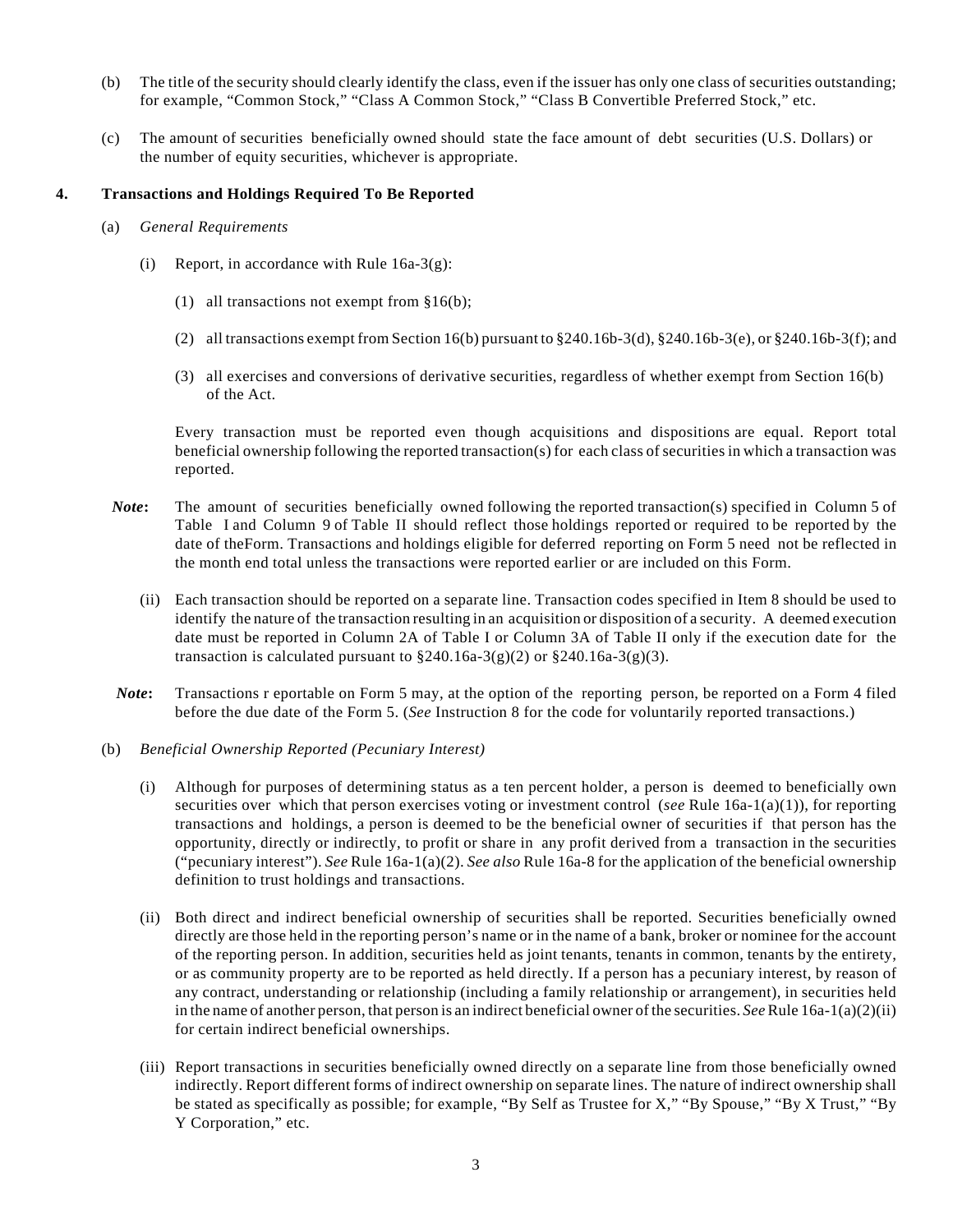(b) The title of the security should clearly identify the class, even if the issuer has only one class of securities outstanding; for example, "Common Stock," "Class A Common Stock," "Class B Convertible Preferred Stock," etc.

(c) The amount of securities beneficially owned should state the face amount of debt securities (U.S. Dollars) or the number of equity securities, whichever is appropriate.

## 4. Transactions and Holdings Required To Be Reported

(a) *General Requirements*

(i) Report, in accordance with Rule 16a-3(g):

(1) all transactions not exempt from §16(b);

(2) all transactions exempt from Section 16(b) pursuant to §240.16b-3(d), §240.16b-3(e), or §240.16b-3(f); and

(3) all exercises and conversions of derivative securities, regardless of whether exempt from Section 16(b) of the Act.

Every transaction must be reported even though acquisitions and dispositions are equal. Report total beneficial ownership following the reported transaction(s) for each class of securities in which a transaction was reported.

***Note*:** The amount of securities beneficially owned following the reported transaction(s) specified in Column 5 of Table I and Column 9 of Table II should reflect those holdings reported or required to be reported by the date of theForm. Transactions and holdings eligible for deferred reporting on Form 5 need not be reflected in the month end total unless the transactions were reported earlier or are included on this Form.

(ii) Each transaction should be reported on a separate line. Transaction codes specified in Item 8 should be used to identify the nature of the transaction resulting in an acquisition or disposition of a security. A deemed execution date must be reported in Column 2A of Table I or Column 3A of Table II only if the execution date for the transaction is calculated pursuant to §240.16a-3(g)(2) or §240.16a-3(g)(3).

***Note*:** Transactions r eportable on Form 5 may, at the option of the reporting person, be reported on a Form 4 filed before the due date of the Form 5. (*See* Instruction 8 for the code for voluntarily reported transactions.)

(b) *Beneficial Ownership Reported (Pecuniary Interest)*

(i) Although for purposes of determining status as a ten percent holder, a person is deemed to beneficially own securities over which that person exercises voting or investment control (*see* Rule 16a-1(a)(1)), for reporting transactions and holdings, a person is deemed to be the beneficial owner of securities if that person has the opportunity, directly or indirectly, to profit or share in any profit derived from a transaction in the securities ("pecuniary interest"). *See* Rule 16a-1(a)(2). *See also* Rule 16a-8 for the application of the beneficial ownership definition to trust holdings and transactions.

(ii) Both direct and indirect beneficial ownership of securities shall be reported. Securities beneficially owned directly are those held in the reporting person's name or in the name of a bank, broker or nominee for the account of the reporting person. In addition, securities held as joint tenants, tenants in common, tenants by the entirety, or as community property are to be reported as held directly. If a person has a pecuniary interest, by reason of any contract, understanding or relationship (including a family relationship or arrangement), in securities held in the name of another person, that person is an indirect beneficial owner of the securities. *See* Rule 16a-1(a)(2)(ii) for certain indirect beneficial ownerships.

(iii) Report transactions in securities beneficially owned directly on a separate line from those beneficially owned indirectly. Report different forms of indirect ownership on separate lines. The nature of indirect ownership shall be stated as specifically as possible; for example, "By Self as Trustee for X," "By Spouse," "By X Trust," "By Y Corporation," etc.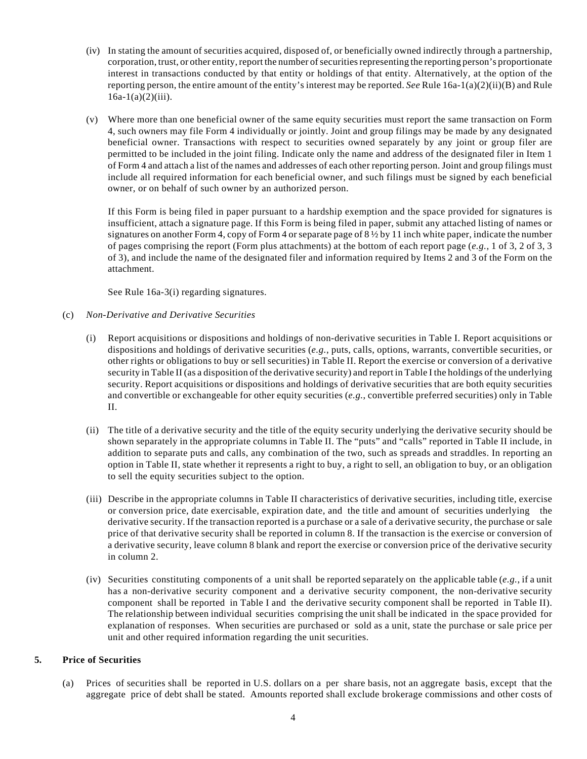(iv) In stating the amount of securities acquired, disposed of, or beneficially owned indirectly through a partnership, corporation, trust, or other entity, report the number of securities representing the reporting person's proportionate interest in transactions conducted by that entity or holdings of that entity. Alternatively, at the option of the reporting person, the entire amount of the entity's interest may be reported. *See* Rule 16a-1(a)(2)(ii)(B) and Rule 16a-1(a)(2)(iii).

(v) Where more than one beneficial owner of the same equity securities must report the same transaction on Form 4, such owners may file Form 4 individually or jointly. Joint and group filings may be made by any designated beneficial owner. Transactions with respect to securities owned separately by any joint or group filer are permitted to be included in the joint filing. Indicate only the name and address of the designated filer in Item 1 of Form 4 and attach a list of the names and addresses of each other reporting person. Joint and group filings must include all required information for each beneficial owner, and such filings must be signed by each beneficial owner, or on behalf of such owner by an authorized person.

If this Form is being filed in paper pursuant to a hardship exemption and the space provided for signatures is insufficient, attach a signature page. If this Form is being filed in paper, submit any attached listing of names or signatures on another Form 4, copy of Form 4 or separate page of 8 ½ by 11 inch white paper, indicate the number of pages comprising the report (Form plus attachments) at the bottom of each report page (*e.g.*, 1 of 3, 2 of 3, 3 of 3), and include the name of the designated filer and information required by Items 2 and 3 of the Form on the attachment.

See Rule 16a-3(i) regarding signatures.

(c) *Non-Derivative and Derivative Securities*

(i) Report acquisitions or dispositions and holdings of non-derivative securities in Table I. Report acquisitions or dispositions and holdings of derivative securities (*e.g.*, puts, calls, options, warrants, convertible securities, or other rights or obligations to buy or sell securities) in Table II. Report the exercise or conversion of a derivative security in Table II (as a disposition of the derivative security) and report in Table I the holdings of the underlying security. Report acquisitions or dispositions and holdings of derivative securities that are both equity securities and convertible or exchangeable for other equity securities (*e.g.*, convertible preferred securities) only in Table II.

(ii) The title of a derivative security and the title of the equity security underlying the derivative security should be shown separately in the appropriate columns in Table II. The "puts" and "calls" reported in Table II include, in addition to separate puts and calls, any combination of the two, such as spreads and straddles. In reporting an option in Table II, state whether it represents a right to buy, a right to sell, an obligation to buy, or an obligation to sell the equity securities subject to the option.

(iii) Describe in the appropriate columns in Table II characteristics of derivative securities, including title, exercise or conversion price, date exercisable, expiration date, and the title and amount of securities underlying the derivative security. If the transaction reported is a purchase or a sale of a derivative security, the purchase or sale price of that derivative security shall be reported in column 8. If the transaction is the exercise or conversion of a derivative security, leave column 8 blank and report the exercise or conversion price of the derivative security in column 2.

(iv) Securities constituting components of a unit shall be reported separately on the applicable table (*e.g.*, if a unit has a non-derivative security component and a derivative security component, the non-derivative security component shall be reported in Table I and the derivative security component shall be reported in Table II). The relationship between individual securities comprising the unit shall be indicated in the space provided for explanation of responses. When securities are purchased or sold as a unit, state the purchase or sale price per unit and other required information regarding the unit securities.

## 5. Price of Securities

(a) Prices of securities shall be reported in U.S. dollars on a per share basis, not an aggregate basis, except that the aggregate price of debt shall be stated. Amounts reported shall exclude brokerage commissions and other costs of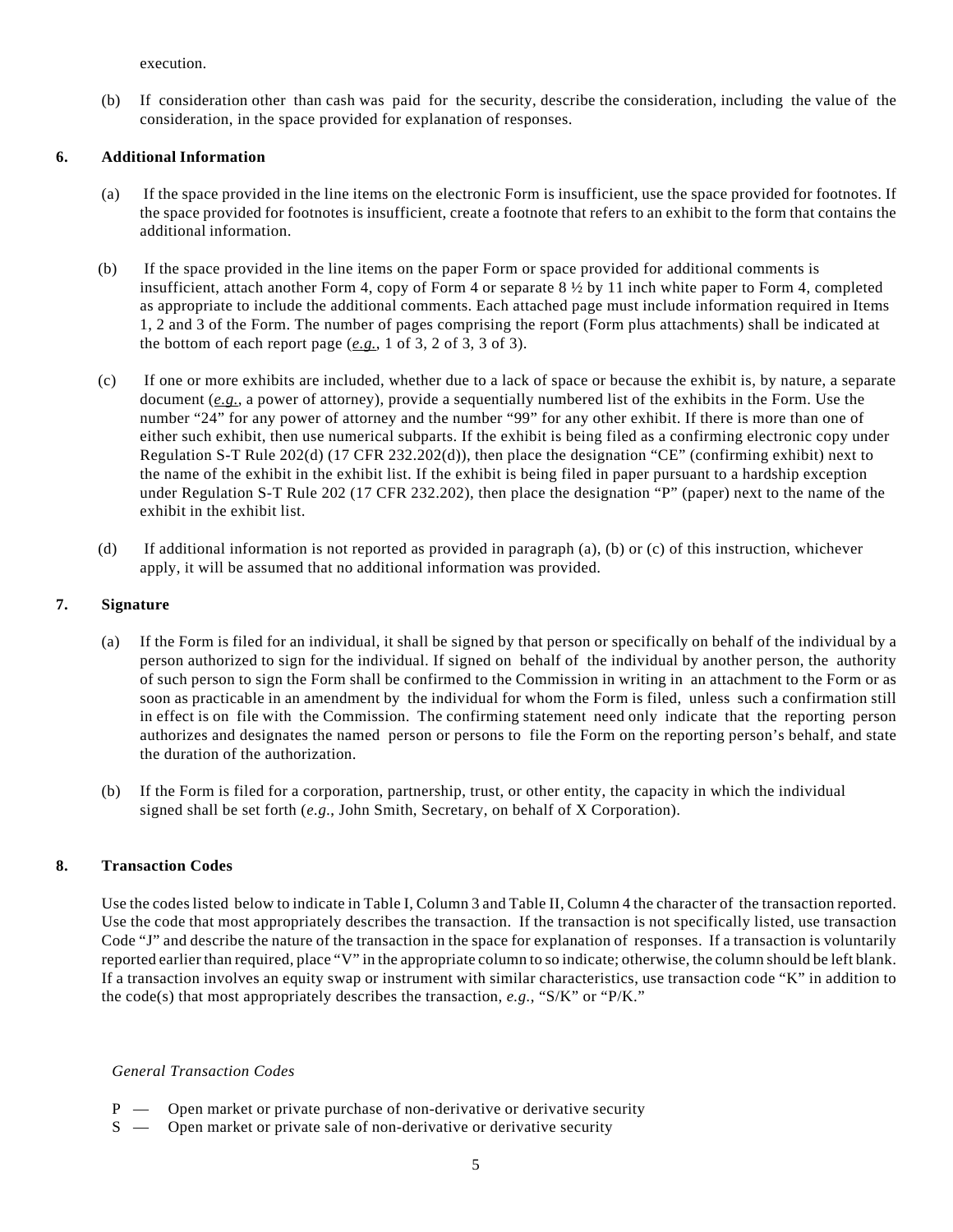execution.

(b) If consideration other than cash was paid for the security, describe the consideration, including the value of the consideration, in the space provided for explanation of responses.

### 6. Additional Information

(a) If the space provided in the line items on the electronic Form is insufficient, use the space provided for footnotes. If the space provided for footnotes is insufficient, create a footnote that refers to an exhibit to the form that contains the additional information.

(b) If the space provided in the line items on the paper Form or space provided for additional comments is insufficient, attach another Form 4, copy of Form 4 or separate 8 ½ by 11 inch white paper to Form 4, completed as appropriate to include the additional comments. Each attached page must include information required in Items 1, 2 and 3 of the Form. The number of pages comprising the report (Form plus attachments) shall be indicated at the bottom of each report page (*e.g.*, 1 of 3, 2 of 3, 3 of 3).

(c) If one or more exhibits are included, whether due to a lack of space or because the exhibit is, by nature, a separate document (*e.g.*, a power of attorney), provide a sequentially numbered list of the exhibits in the Form. Use the number "24" for any power of attorney and the number "99" for any other exhibit. If there is more than one of either such exhibit, then use numerical subparts. If the exhibit is being filed as a confirming electronic copy under Regulation S-T Rule 202(d) (17 CFR 232.202(d)), then place the designation "CE" (confirming exhibit) next to the name of the exhibit in the exhibit list. If the exhibit is being filed in paper pursuant to a hardship exception under Regulation S-T Rule 202 (17 CFR 232.202), then place the designation "P" (paper) next to the name of the exhibit in the exhibit list.

(d) If additional information is not reported as provided in paragraph (a), (b) or (c) of this instruction, whichever apply, it will be assumed that no additional information was provided.

### 7. Signature

(a) If the Form is filed for an individual, it shall be signed by that person or specifically on behalf of the individual by a person authorized to sign for the individual. If signed on behalf of the individual by another person, the authority of such person to sign the Form shall be confirmed to the Commission in writing in an attachment to the Form or as soon as practicable in an amendment by the individual for whom the Form is filed, unless such a confirmation still in effect is on file with the Commission. The confirming statement need only indicate that the reporting person authorizes and designates the named person or persons to file the Form on the reporting person's behalf, and state the duration of the authorization.

(b) If the Form is filed for a corporation, partnership, trust, or other entity, the capacity in which the individual signed shall be set forth (*e.g.*, John Smith, Secretary, on behalf of X Corporation).

### 8. Transaction Codes

Use the codes listed below to indicate in Table I, Column 3 and Table II, Column 4 the character of the transaction reported. Use the code that most appropriately describes the transaction. If the transaction is not specifically listed, use transaction Code "J" and describe the nature of the transaction in the space for explanation of responses. If a transaction is voluntarily reported earlier than required, place "V" in the appropriate column to so indicate; otherwise, the column should be left blank. If a transaction involves an equity swap or instrument with similar characteristics, use transaction code "K" in addition to the code(s) that most appropriately describes the transaction, *e.g.*, "S/K" or "P/K."

*General Transaction Codes*

P — Open market or private purchase of non-derivative or derivative security
S — Open market or private sale of non-derivative or derivative security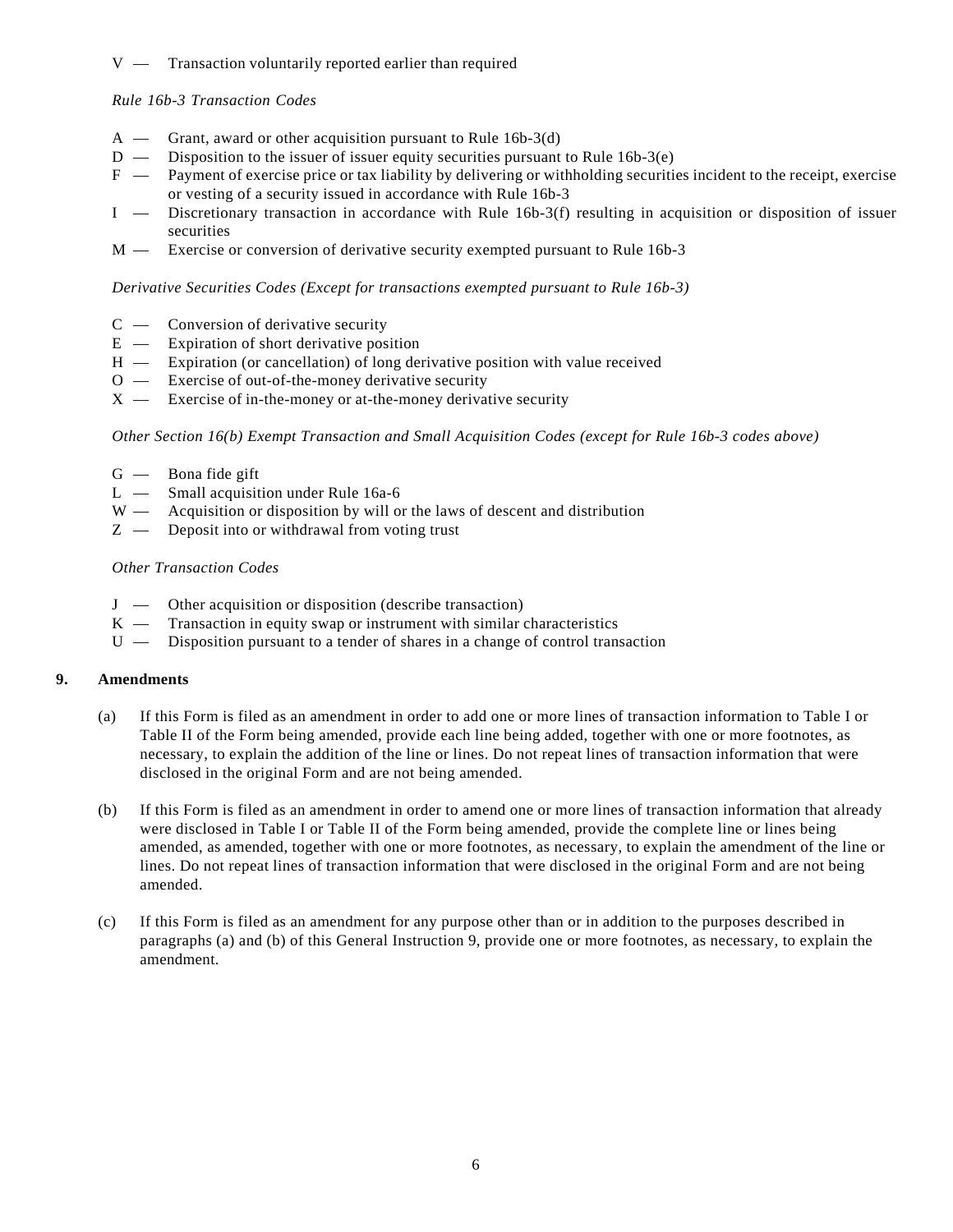V — Transaction voluntarily reported earlier than required

*Rule 16b-3 Transaction Codes*

A — Grant, award or other acquisition pursuant to Rule 16b-3(d)
D — Disposition to the issuer of issuer equity securities pursuant to Rule 16b-3(e)
F — Payment of exercise price or tax liability by delivering or withholding securities incident to the receipt, exercise or vesting of a security issued in accordance with Rule 16b-3
I — Discretionary transaction in accordance with Rule 16b-3(f) resulting in acquisition or disposition of issuer securities
M — Exercise or conversion of derivative security exempted pursuant to Rule 16b-3

*Derivative Securities Codes (Except for transactions exempted pursuant to Rule 16b-3)*

C — Conversion of derivative security
E — Expiration of short derivative position
H — Expiration (or cancellation) of long derivative position with value received
O — Exercise of out-of-the-money derivative security
X — Exercise of in-the-money or at-the-money derivative security

*Other Section 16(b) Exempt Transaction and Small Acquisition Codes (except for Rule 16b-3 codes above)*

G — Bona fide gift
L — Small acquisition under Rule 16a-6
W — Acquisition or disposition by will or the laws of descent and distribution
Z — Deposit into or withdrawal from voting trust

*Other Transaction Codes*

J — Other acquisition or disposition (describe transaction)
K — Transaction in equity swap or instrument with similar characteristics
U — Disposition pursuant to a tender of shares in a change of control transaction

**9. Amendments**

(a) If this Form is filed as an amendment in order to add one or more lines of transaction information to Table I or Table II of the Form being amended, provide each line being added, together with one or more footnotes, as necessary, to explain the addition of the line or lines. Do not repeat lines of transaction information that were disclosed in the original Form and are not being amended.

(b) If this Form is filed as an amendment in order to amend one or more lines of transaction information that already were disclosed in Table I or Table II of the Form being amended, provide the complete line or lines being amended, as amended, together with one or more footnotes, as necessary, to explain the amendment of the line or lines. Do not repeat lines of transaction information that were disclosed in the original Form and are not being amended.

(c) If this Form is filed as an amendment for any purpose other than or in addition to the purposes described in paragraphs (a) and (b) of this General Instruction 9, provide one or more footnotes, as necessary, to explain the amendment.